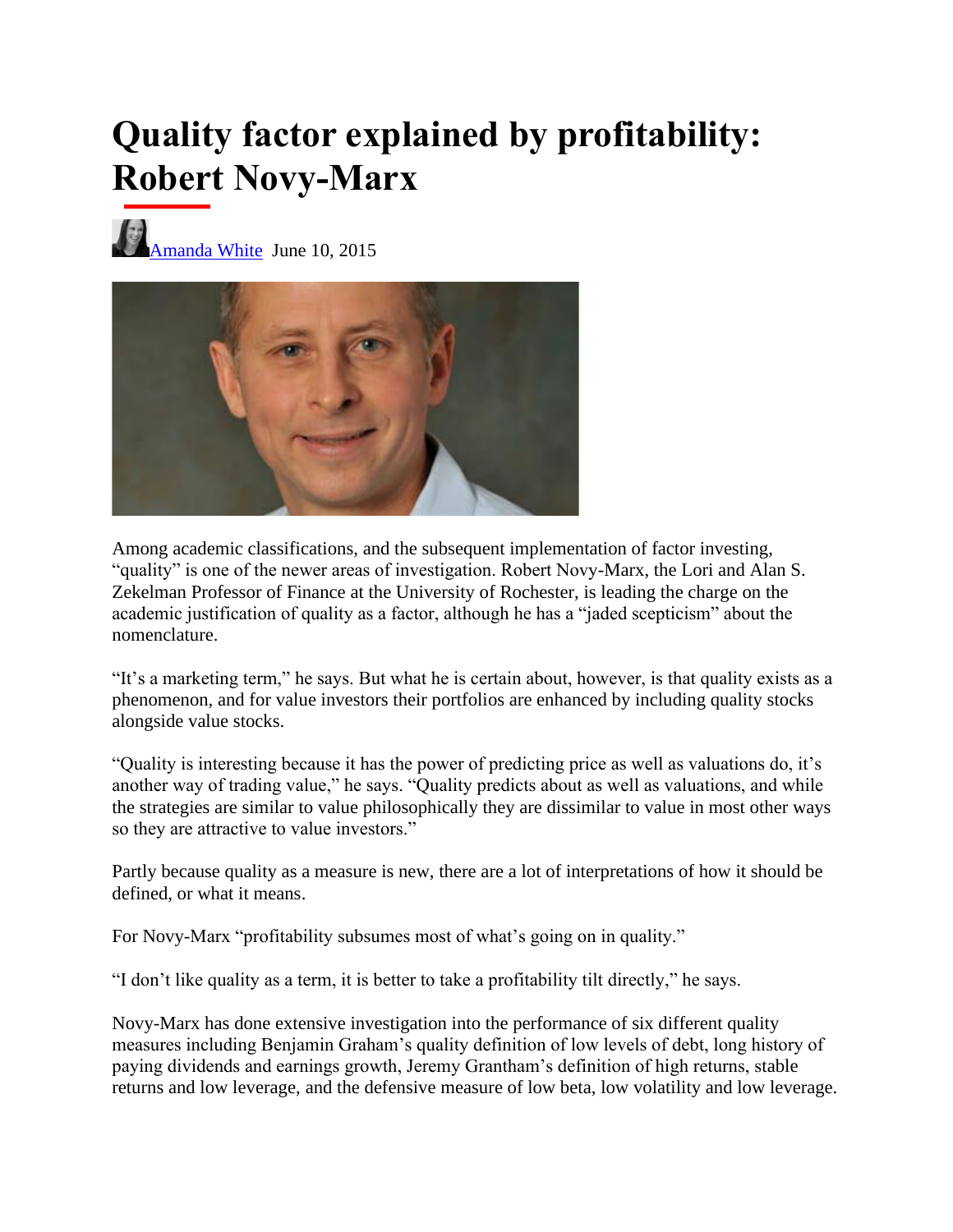# Quality factor explained by profitability: Robert Novy-Marx

[Amanda White](#) June 10, 2015

Among academic classifications, and the subsequent implementation of factor investing, "quality" is one of the newer areas of investigation. Robert Novy-Marx, the Lori and Alan S. Zekelman Professor of Finance at the University of Rochester, is leading the charge on the academic justification of quality as a factor, although he has a "jaded scepticism" about the nomenclature.

"It's a marketing term," he says. But what he is certain about, however, is that quality exists as a phenomenon, and for value investors their portfolios are enhanced by including quality stocks alongside value stocks.

"Quality is interesting because it has the power of predicting price as well as valuations do, it's another way of trading value," he says. "Quality predicts about as well as valuations, and while the strategies are similar to value philosophically they are dissimilar to value in most other ways so they are attractive to value investors."

Partly because quality as a measure is new, there are a lot of interpretations of how it should be defined, or what it means.

For Novy-Marx "profitability subsumes most of what's going on in quality."

"I don't like quality as a term, it is better to take a profitability tilt directly," he says.

Novy-Marx has done extensive investigation into the performance of six different quality measures including Benjamin Graham's quality definition of low levels of debt, long history of paying dividends and earnings growth, Jeremy Grantham's definition of high returns, stable returns and low leverage, and the defensive measure of low beta, low volatility and low leverage.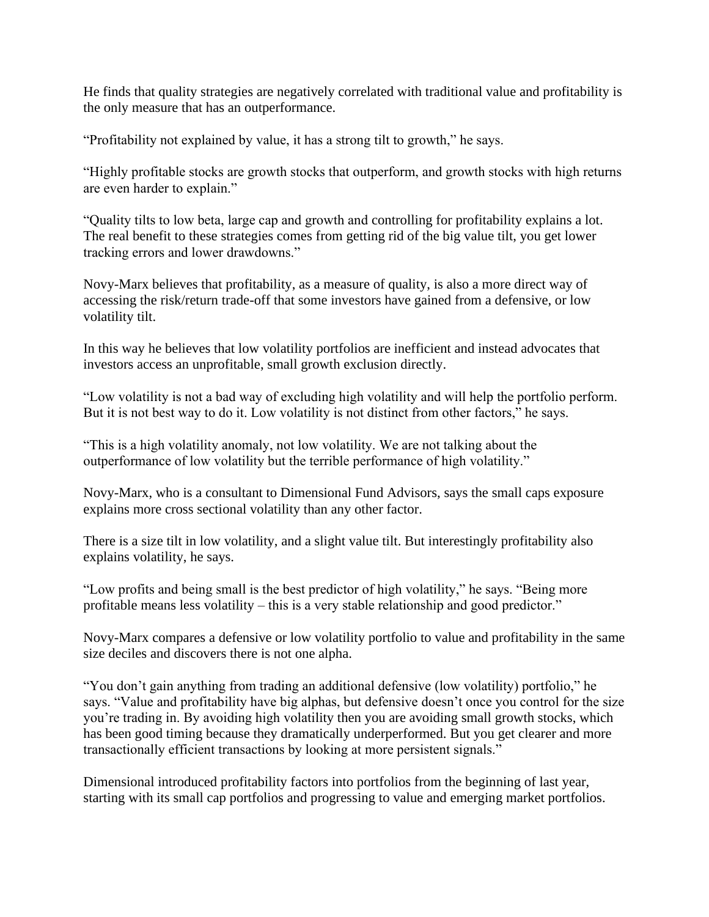He finds that quality strategies are negatively correlated with traditional value and profitability is the only measure that has an outperformance.

"Profitability not explained by value, it has a strong tilt to growth," he says.

"Highly profitable stocks are growth stocks that outperform, and growth stocks with high returns are even harder to explain."

"Quality tilts to low beta, large cap and growth and controlling for profitability explains a lot. The real benefit to these strategies comes from getting rid of the big value tilt, you get lower tracking errors and lower drawdowns."

Novy-Marx believes that profitability, as a measure of quality, is also a more direct way of accessing the risk/return trade-off that some investors have gained from a defensive, or low volatility tilt.

In this way he believes that low volatility portfolios are inefficient and instead advocates that investors access an unprofitable, small growth exclusion directly.

"Low volatility is not a bad way of excluding high volatility and will help the portfolio perform. But it is not best way to do it. Low volatility is not distinct from other factors," he says.

"This is a high volatility anomaly, not low volatility. We are not talking about the outperformance of low volatility but the terrible performance of high volatility."

Novy-Marx, who is a consultant to Dimensional Fund Advisors, says the small caps exposure explains more cross sectional volatility than any other factor.

There is a size tilt in low volatility, and a slight value tilt. But interestingly profitability also explains volatility, he says.

"Low profits and being small is the best predictor of high volatility," he says. "Being more profitable means less volatility – this is a very stable relationship and good predictor."

Novy-Marx compares a defensive or low volatility portfolio to value and profitability in the same size deciles and discovers there is not one alpha.

"You don't gain anything from trading an additional defensive (low volatility) portfolio," he says. "Value and profitability have big alphas, but defensive doesn't once you control for the size you're trading in. By avoiding high volatility then you are avoiding small growth stocks, which has been good timing because they dramatically underperformed. But you get clearer and more transactionally efficient transactions by looking at more persistent signals."

Dimensional introduced profitability factors into portfolios from the beginning of last year, starting with its small cap portfolios and progressing to value and emerging market portfolios.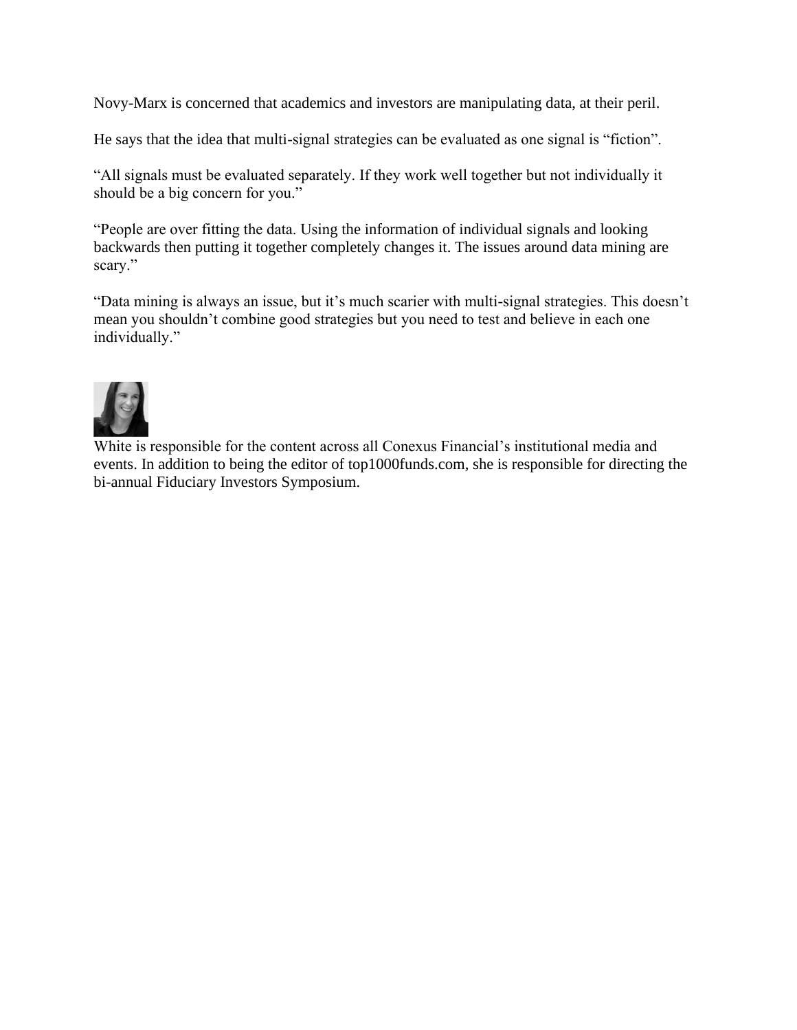Novy-Marx is concerned that academics and investors are manipulating data, at their peril.

He says that the idea that multi-signal strategies can be evaluated as one signal is “fiction”.

“All signals must be evaluated separately. If they work well together but not individually it should be a big concern for you.”

“People are over fitting the data. Using the information of individual signals and looking backwards then putting it together completely changes it. The issues around data mining are scary.”

“Data mining is always an issue, but it’s much scarier with multi-signal strategies. This doesn’t mean you shouldn’t combine good strategies but you need to test and believe in each one individually.”

White is responsible for the content across all Conexus Financial’s institutional media and events. In addition to being the editor of top1000funds.com, she is responsible for directing the bi-annual Fiduciary Investors Symposium.